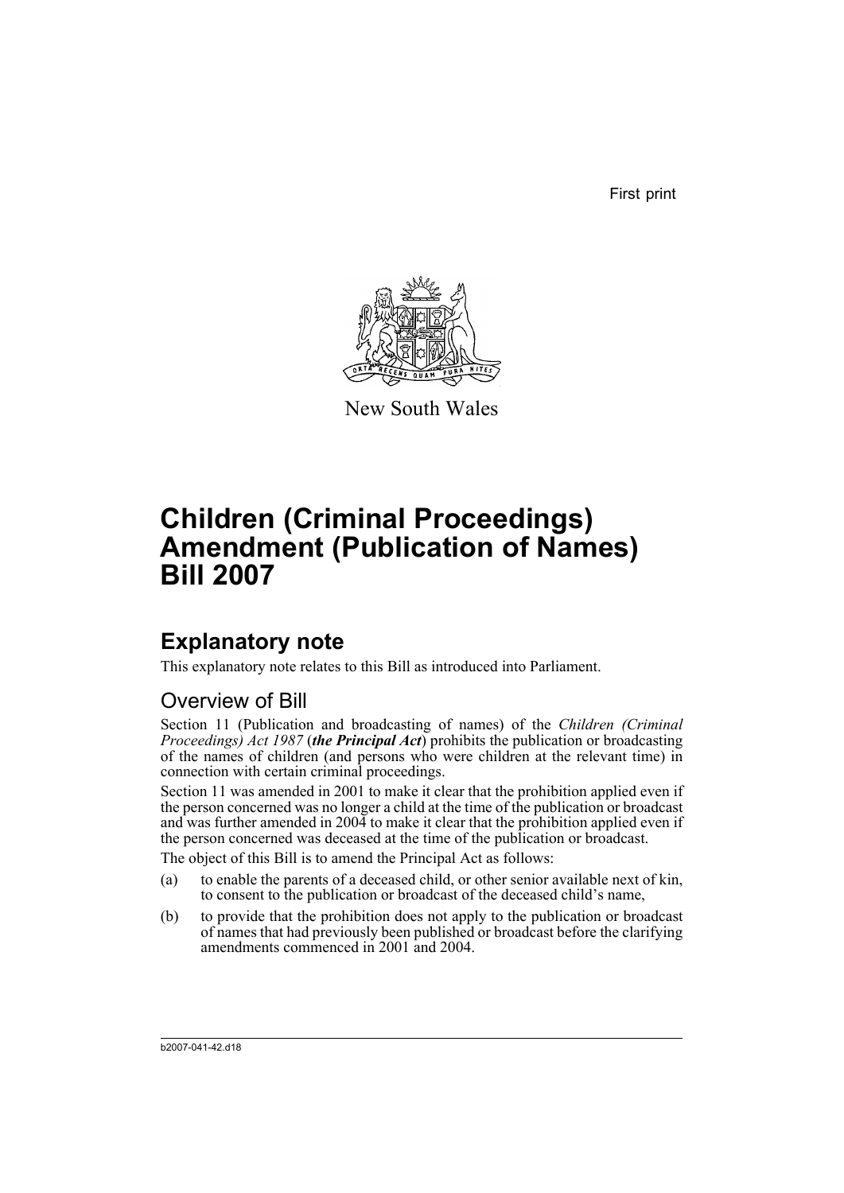First print

New South Wales

# Children (Criminal Proceedings) Amendment (Publication of Names) Bill 2007

## Explanatory note

This explanatory note relates to this Bill as introduced into Parliament.

### Overview of Bill

Section 11 (Publication and broadcasting of names) of the *Children (Criminal Proceedings) Act 1987* (***the Principal Act***) prohibits the publication or broadcasting of the names of children (and persons who were children at the relevant time) in connection with certain criminal proceedings.

Section 11 was amended in 2001 to make it clear that the prohibition applied even if the person concerned was no longer a child at the time of the publication or broadcast and was further amended in 2004 to make it clear that the prohibition applied even if the person concerned was deceased at the time of the publication or broadcast.

The object of this Bill is to amend the Principal Act as follows:

(a) to enable the parents of a deceased child, or other senior available next of kin, to consent to the publication or broadcast of the deceased child's name,

(b) to provide that the prohibition does not apply to the publication or broadcast of names that had previously been published or broadcast before the clarifying amendments commenced in 2001 and 2004.

b2007-041-42.d18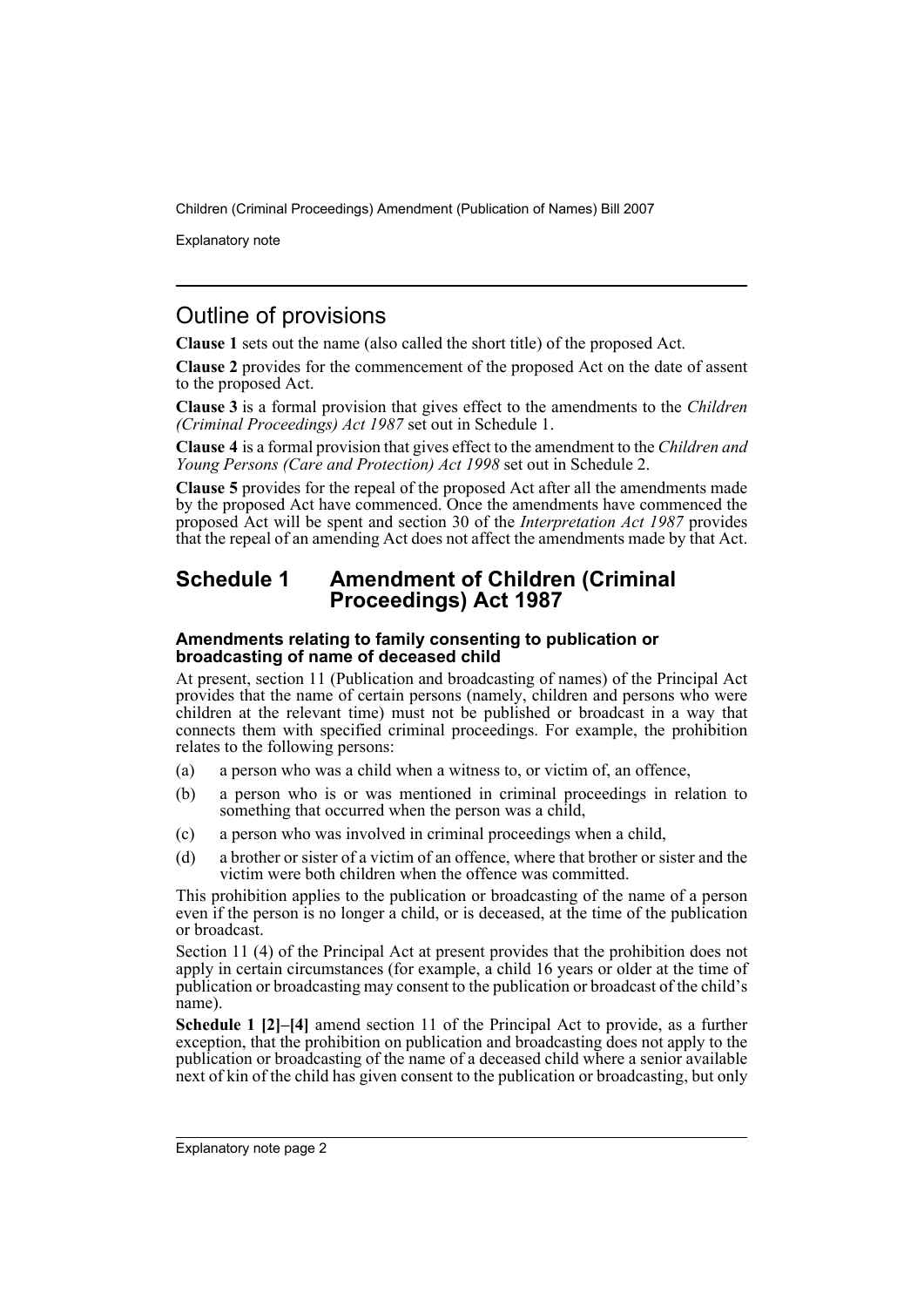## Outline of provisions

**Clause 1** sets out the name (also called the short title) of the proposed Act.

**Clause 2** provides for the commencement of the proposed Act on the date of assent to the proposed Act.

**Clause 3** is a formal provision that gives effect to the amendments to the *Children (Criminal Proceedings) Act 1987* set out in Schedule 1.

**Clause 4** is a formal provision that gives effect to the amendment to the *Children and Young Persons (Care and Protection) Act 1998* set out in Schedule 2.

**Clause 5** provides for the repeal of the proposed Act after all the amendments made by the proposed Act have commenced. Once the amendments have commenced the proposed Act will be spent and section 30 of the *Interpretation Act 1987* provides that the repeal of an amending Act does not affect the amendments made by that Act.

## Schedule 1 Amendment of Children (Criminal Proceedings) Act 1987

### Amendments relating to family consenting to publication or broadcasting of name of deceased child

At present, section 11 (Publication and broadcasting of names) of the Principal Act provides that the name of certain persons (namely, children and persons who were children at the relevant time) must not be published or broadcast in a way that connects them with specified criminal proceedings. For example, the prohibition relates to the following persons:

(a) a person who was a child when a witness to, or victim of, an offence,

(b) a person who is or was mentioned in criminal proceedings in relation to something that occurred when the person was a child,

(c) a person who was involved in criminal proceedings when a child,

(d) a brother or sister of a victim of an offence, where that brother or sister and the victim were both children when the offence was committed.

This prohibition applies to the publication or broadcasting of the name of a person even if the person is no longer a child, or is deceased, at the time of the publication or broadcast.

Section 11 (4) of the Principal Act at present provides that the prohibition does not apply in certain circumstances (for example, a child 16 years or older at the time of publication or broadcasting may consent to the publication or broadcast of the child's name).

**Schedule 1 [2]–[4]** amend section 11 of the Principal Act to provide, as a further exception, that the prohibition on publication and broadcasting does not apply to the publication or broadcasting of the name of a deceased child where a senior available next of kin of the child has given consent to the publication or broadcasting, but only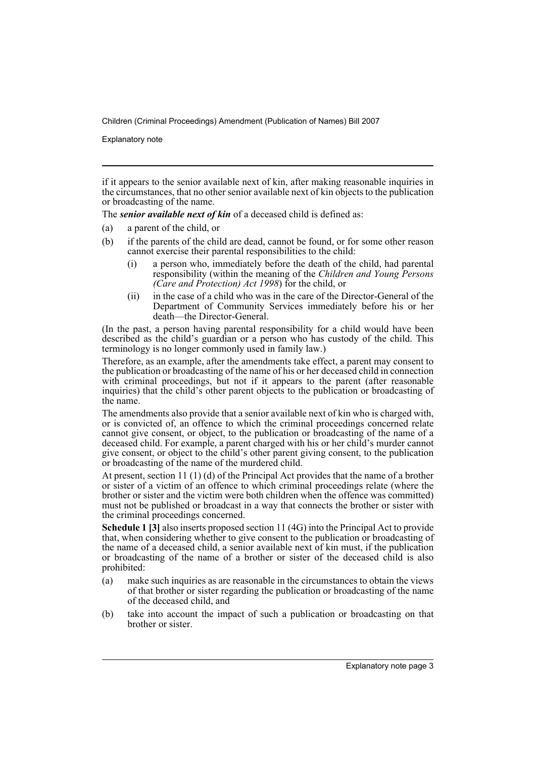if it appears to the senior available next of kin, after making reasonable inquiries in the circumstances, that no other senior available next of kin objects to the publication or broadcasting of the name.

The ***senior available next of kin*** of a deceased child is defined as:

(a) a parent of the child, or

(b) if the parents of the child are dead, cannot be found, or for some other reason cannot exercise their parental responsibilities to the child:

   (i) a person who, immediately before the death of the child, had parental responsibility (within the meaning of the *Children and Young Persons (Care and Protection) Act 1998*) for the child, or

   (ii) in the case of a child who was in the care of the Director-General of the Department of Community Services immediately before his or her death—the Director-General.

(In the past, a person having parental responsibility for a child would have been described as the child's guardian or a person who has custody of the child. This terminology is no longer commonly used in family law.)

Therefore, as an example, after the amendments take effect, a parent may consent to the publication or broadcasting of the name of his or her deceased child in connection with criminal proceedings, but not if it appears to the parent (after reasonable inquiries) that the child's other parent objects to the publication or broadcasting of the name.

The amendments also provide that a senior available next of kin who is charged with, or is convicted of, an offence to which the criminal proceedings concerned relate cannot give consent, or object, to the publication or broadcasting of the name of a deceased child. For example, a parent charged with his or her child's murder cannot give consent, or object to the child's other parent giving consent, to the publication or broadcasting of the name of the murdered child.

At present, section 11 (1) (d) of the Principal Act provides that the name of a brother or sister of a victim of an offence to which criminal proceedings relate (where the brother or sister and the victim were both children when the offence was committed) must not be published or broadcast in a way that connects the brother or sister with the criminal proceedings concerned.

**Schedule 1 [3]** also inserts proposed section 11 (4G) into the Principal Act to provide that, when considering whether to give consent to the publication or broadcasting of the name of a deceased child, a senior available next of kin must, if the publication or broadcasting of the name of a brother or sister of the deceased child is also prohibited:

(a) make such inquiries as are reasonable in the circumstances to obtain the views of that brother or sister regarding the publication or broadcasting of the name of the deceased child, and

(b) take into account the impact of such a publication or broadcasting on that brother or sister.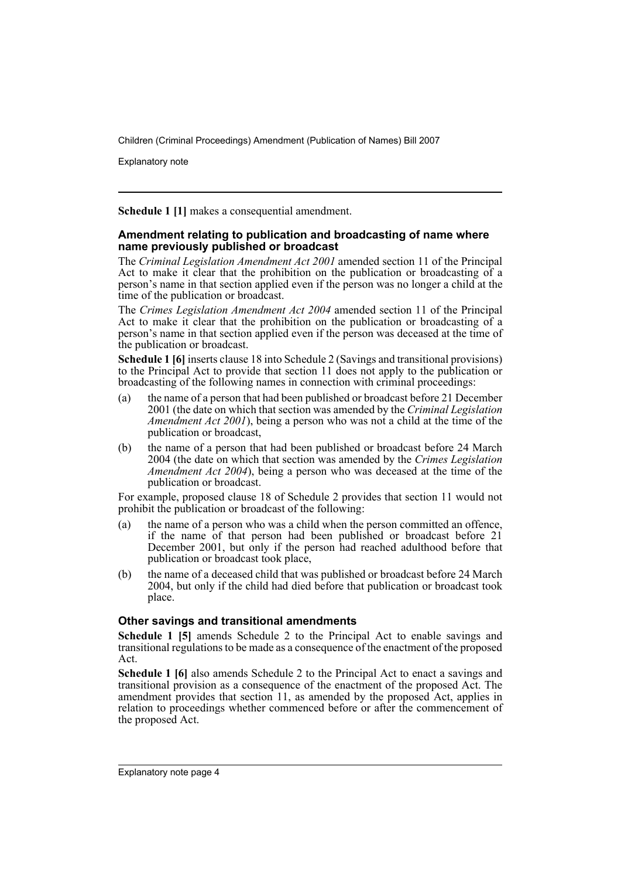**Schedule 1 [1]** makes a consequential amendment.

### Amendment relating to publication and broadcasting of name where name previously published or broadcast

The *Criminal Legislation Amendment Act 2001* amended section 11 of the Principal Act to make it clear that the prohibition on the publication or broadcasting of a person's name in that section applied even if the person was no longer a child at the time of the publication or broadcast.

The *Crimes Legislation Amendment Act 2004* amended section 11 of the Principal Act to make it clear that the prohibition on the publication or broadcasting of a person's name in that section applied even if the person was deceased at the time of the publication or broadcast.

**Schedule 1 [6]** inserts clause 18 into Schedule 2 (Savings and transitional provisions) to the Principal Act to provide that section 11 does not apply to the publication or broadcasting of the following names in connection with criminal proceedings:

(a) the name of a person that had been published or broadcast before 21 December 2001 (the date on which that section was amended by the *Criminal Legislation Amendment Act 2001*), being a person who was not a child at the time of the publication or broadcast,

(b) the name of a person that had been published or broadcast before 24 March 2004 (the date on which that section was amended by the *Crimes Legislation Amendment Act 2004*), being a person who was deceased at the time of the publication or broadcast.

For example, proposed clause 18 of Schedule 2 provides that section 11 would not prohibit the publication or broadcast of the following:

(a) the name of a person who was a child when the person committed an offence, if the name of that person had been published or broadcast before 21 December 2001, but only if the person had reached adulthood before that publication or broadcast took place,

(b) the name of a deceased child that was published or broadcast before 24 March 2004, but only if the child had died before that publication or broadcast took place.

### Other savings and transitional amendments

**Schedule 1 [5]** amends Schedule 2 to the Principal Act to enable savings and transitional regulations to be made as a consequence of the enactment of the proposed Act.

**Schedule 1 [6]** also amends Schedule 2 to the Principal Act to enact a savings and transitional provision as a consequence of the enactment of the proposed Act. The amendment provides that section 11, as amended by the proposed Act, applies in relation to proceedings whether commenced before or after the commencement of the proposed Act.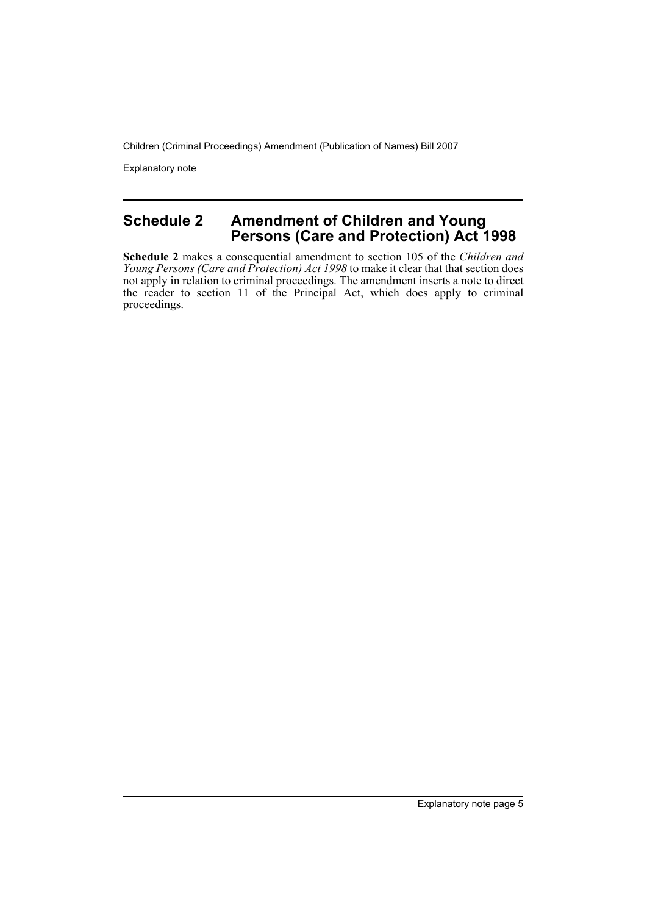## Schedule 2 Amendment of Children and Young Persons (Care and Protection) Act 1998

**Schedule 2** makes a consequential amendment to section 105 of the *Children and Young Persons (Care and Protection) Act 1998* to make it clear that that section does not apply in relation to criminal proceedings. The amendment inserts a note to direct the reader to section 11 of the Principal Act, which does apply to criminal proceedings.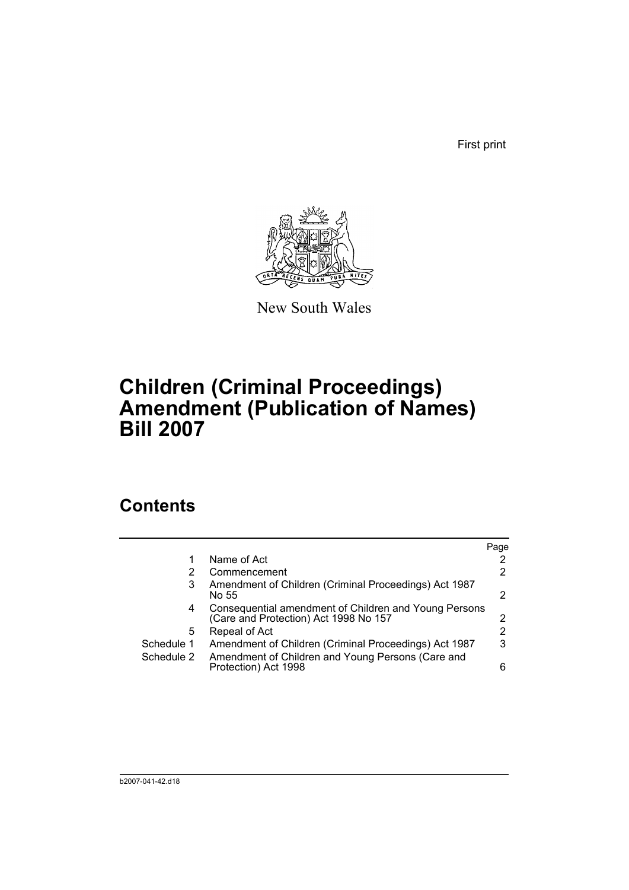First print

New South Wales

# Children (Criminal Proceedings) Amendment (Publication of Names) Bill 2007

## Contents

| | | Page |
|---|---|---|
| 1 | Name of Act | 2 |
| 2 | Commencement | 2 |
| 3 | Amendment of Children (Criminal Proceedings) Act 1987 No 55 | 2 |
| 4 | Consequential amendment of Children and Young Persons (Care and Protection) Act 1998 No 157 | 2 |
| 5 | Repeal of Act | 2 |
| Schedule 1 | Amendment of Children (Criminal Proceedings) Act 1987 | 3 |
| Schedule 2 | Amendment of Children and Young Persons (Care and Protection) Act 1998 | 6 |

b2007-041-42.d18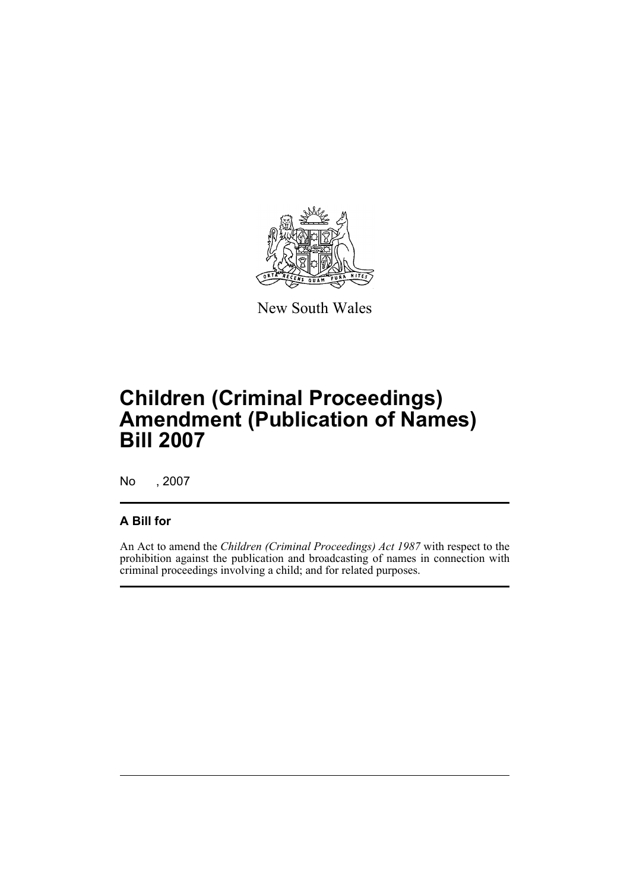New South Wales

# Children (Criminal Proceedings) Amendment (Publication of Names) Bill 2007

No , 2007

## A Bill for

An Act to amend the *Children (Criminal Proceedings) Act 1987* with respect to the prohibition against the publication and broadcasting of names in connection with criminal proceedings involving a child; and for related purposes.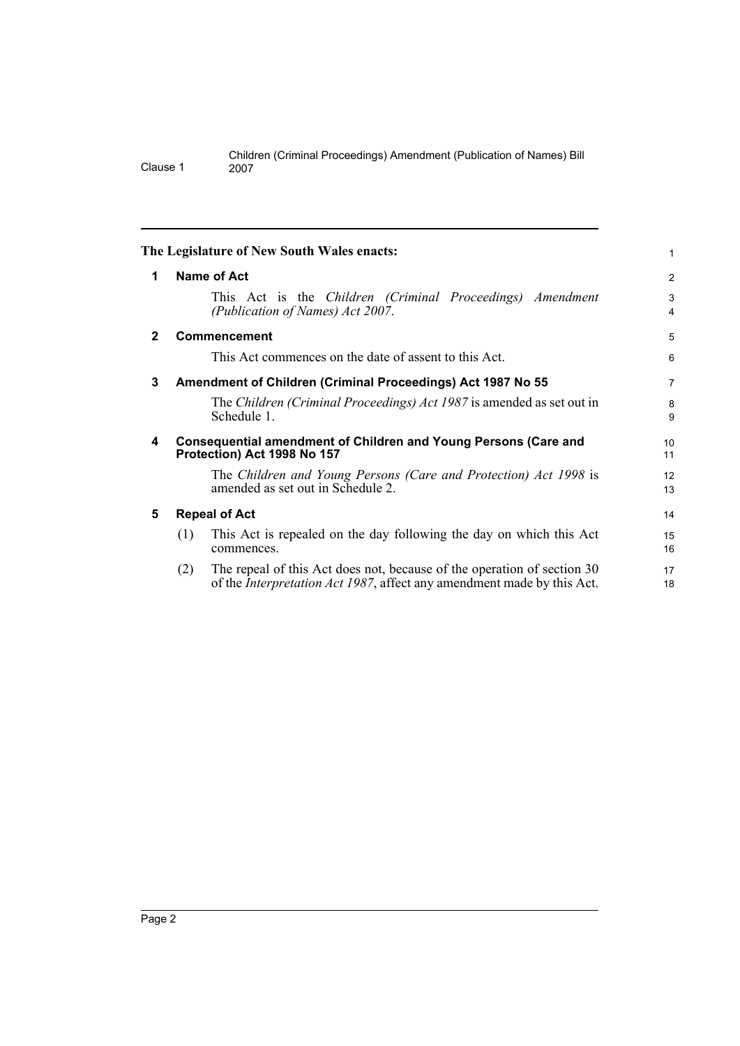**The Legislature of New South Wales enacts:**

## 1 Name of Act

This Act is the *Children (Criminal Proceedings) Amendment (Publication of Names) Act 2007*.

## 2 Commencement

This Act commences on the date of assent to this Act.

## 3 Amendment of Children (Criminal Proceedings) Act 1987 No 55

The *Children (Criminal Proceedings) Act 1987* is amended as set out in Schedule 1.

## 4 Consequential amendment of Children and Young Persons (Care and Protection) Act 1998 No 157

The *Children and Young Persons (Care and Protection) Act 1998* is amended as set out in Schedule 2.

## 5 Repeal of Act

(1) This Act is repealed on the day following the day on which this Act commences.

(2) The repeal of this Act does not, because of the operation of section 30 of the *Interpretation Act 1987*, affect any amendment made by this Act.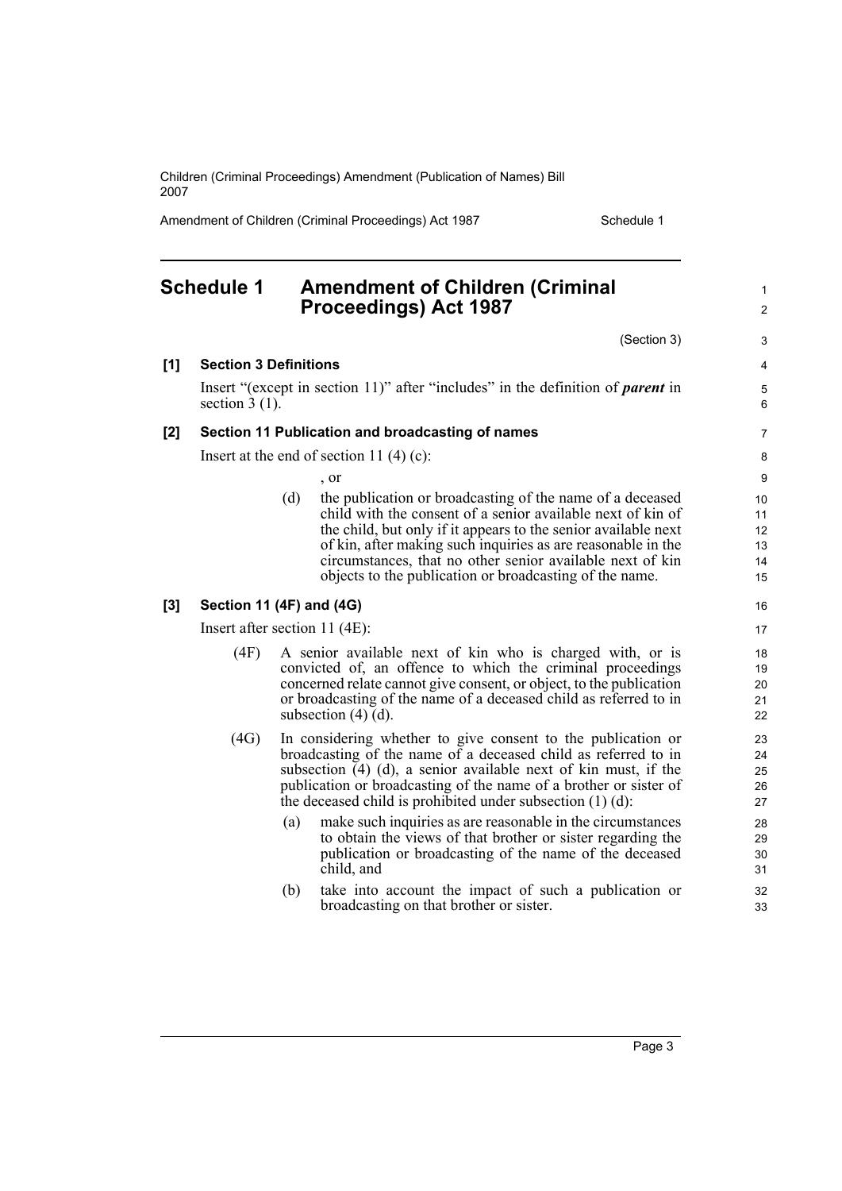# Schedule 1 Amendment of Children (Criminal Proceedings) Act 1987

(Section 3)

**[1] Section 3 Definitions**

Insert "(except in section 11)" after "includes" in the definition of ***parent*** in section 3 (1).

**[2] Section 11 Publication and broadcasting of names**

Insert at the end of section 11 (4) (c):

, or

(d) the publication or broadcasting of the name of a deceased child with the consent of a senior available next of kin of the child, but only if it appears to the senior available next of kin, after making such inquiries as are reasonable in the circumstances, that no other senior available next of kin objects to the publication or broadcasting of the name.

**[3] Section 11 (4F) and (4G)**

Insert after section 11 (4E):

(4F) A senior available next of kin who is charged with, or is convicted of, an offence to which the criminal proceedings concerned relate cannot give consent, or object, to the publication or broadcasting of the name of a deceased child as referred to in subsection (4) (d).

(4G) In considering whether to give consent to the publication or broadcasting of the name of a deceased child as referred to in subsection (4) (d), a senior available next of kin must, if the publication or broadcasting of the name of a brother or sister of the deceased child is prohibited under subsection (1) (d):

(a) make such inquiries as are reasonable in the circumstances to obtain the views of that brother or sister regarding the publication or broadcasting of the name of the deceased child, and

(b) take into account the impact of such a publication or broadcasting on that brother or sister.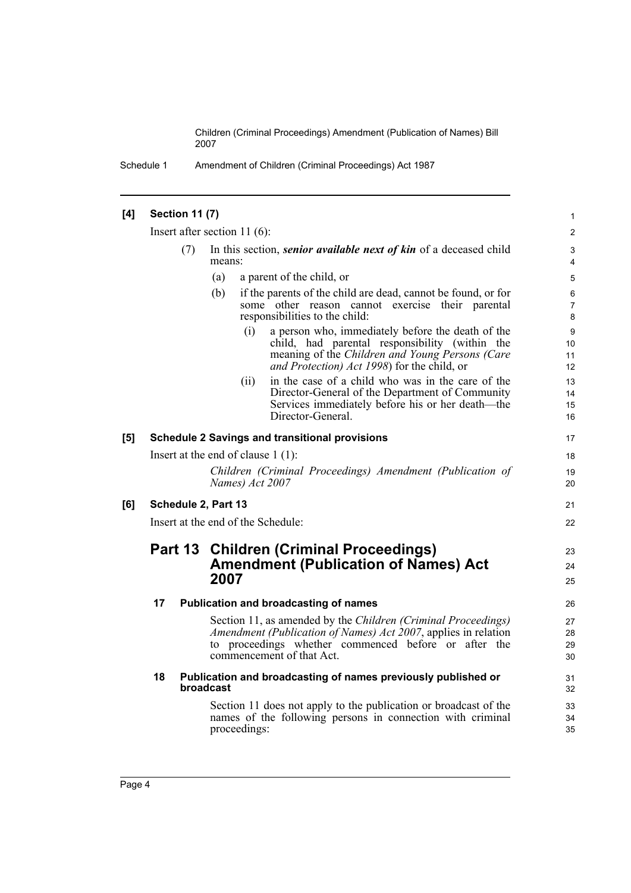**[4] Section 11 (7)**

Insert after section 11 (6):

(7) In this section, ***senior available next of kin*** of a deceased child means:

- (a) a parent of the child, or
- (b) if the parents of the child are dead, cannot be found, or for some other reason cannot exercise their parental responsibilities to the child:
  - (i) a person who, immediately before the death of the child, had parental responsibility (within the meaning of the *Children and Young Persons (Care and Protection) Act 1998*) for the child, or
  - (ii) in the case of a child who was in the care of the Director-General of the Department of Community Services immediately before his or her death—the Director-General.

**[5] Schedule 2 Savings and transitional provisions**

Insert at the end of clause 1 (1):

*Children (Criminal Proceedings) Amendment (Publication of Names) Act 2007*

**[6] Schedule 2, Part 13**

Insert at the end of the Schedule:

## Part 13 Children (Criminal Proceedings) Amendment (Publication of Names) Act 2007

### 17 Publication and broadcasting of names

Section 11, as amended by the *Children (Criminal Proceedings) Amendment (Publication of Names) Act 2007*, applies in relation to proceedings whether commenced before or after the commencement of that Act.

### 18 Publication and broadcasting of names previously published or broadcast

Section 11 does not apply to the publication or broadcast of the names of the following persons in connection with criminal proceedings: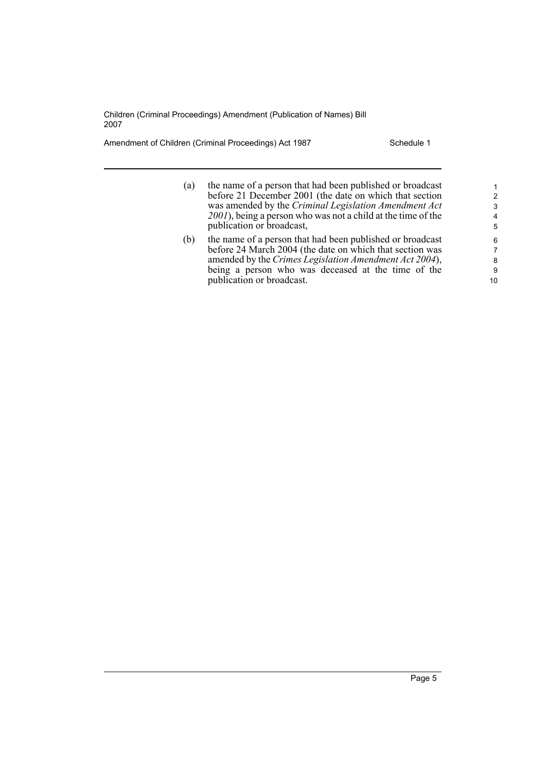(a) the name of a person that had been published or broadcast before 21 December 2001 (the date on which that section was amended by the *Criminal Legislation Amendment Act 2001*), being a person who was not a child at the time of the publication or broadcast,

(b) the name of a person that had been published or broadcast before 24 March 2004 (the date on which that section was amended by the *Crimes Legislation Amendment Act 2004*), being a person who was deceased at the time of the publication or broadcast.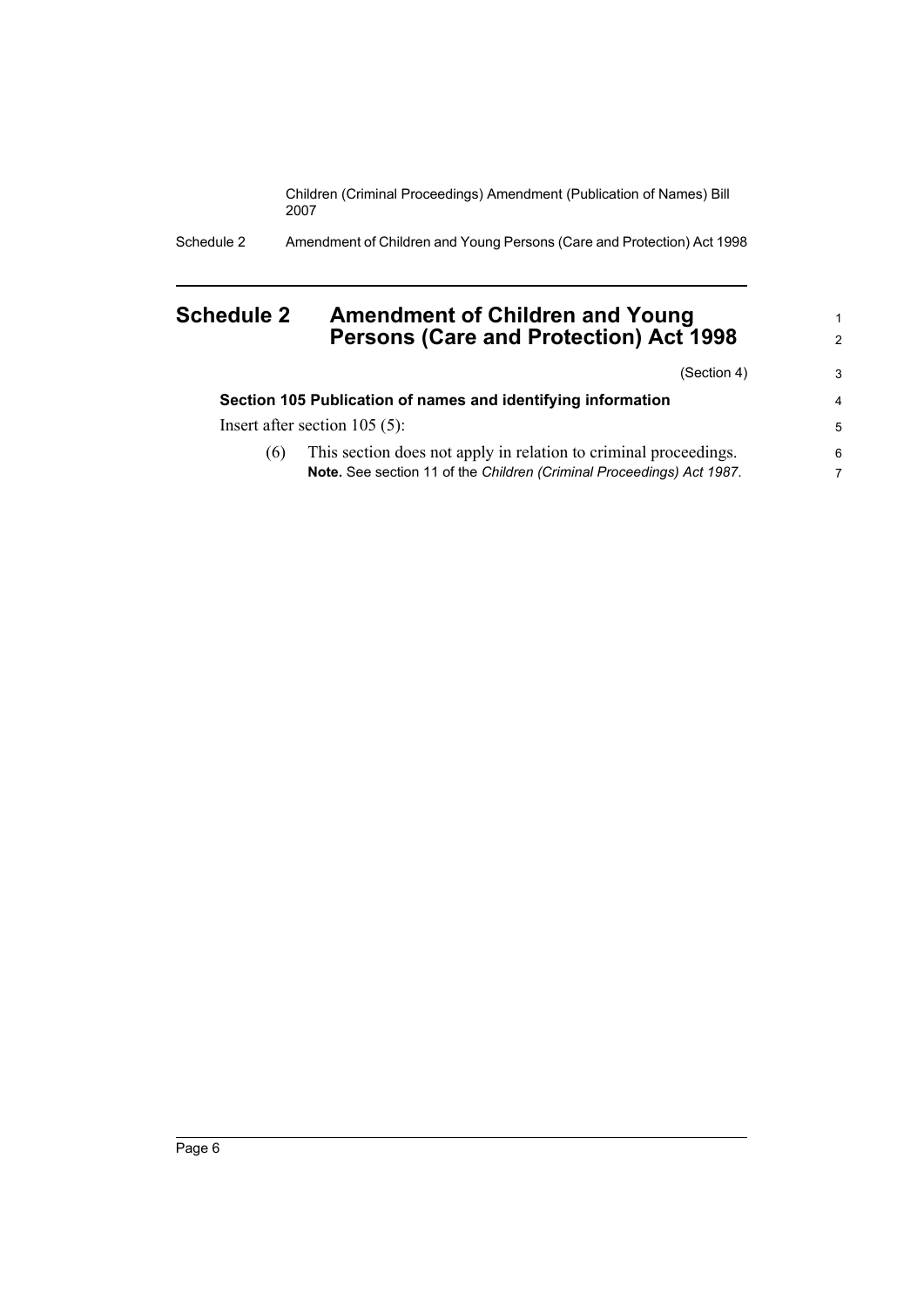# Schedule 2 Amendment of Children and Young Persons (Care and Protection) Act 1998

(Section 4)

### Section 105 Publication of names and identifying information

Insert after section 105 (5):

(6) This section does not apply in relation to criminal proceedings.

**Note.** See section 11 of the *Children (Criminal Proceedings) Act 1987*.